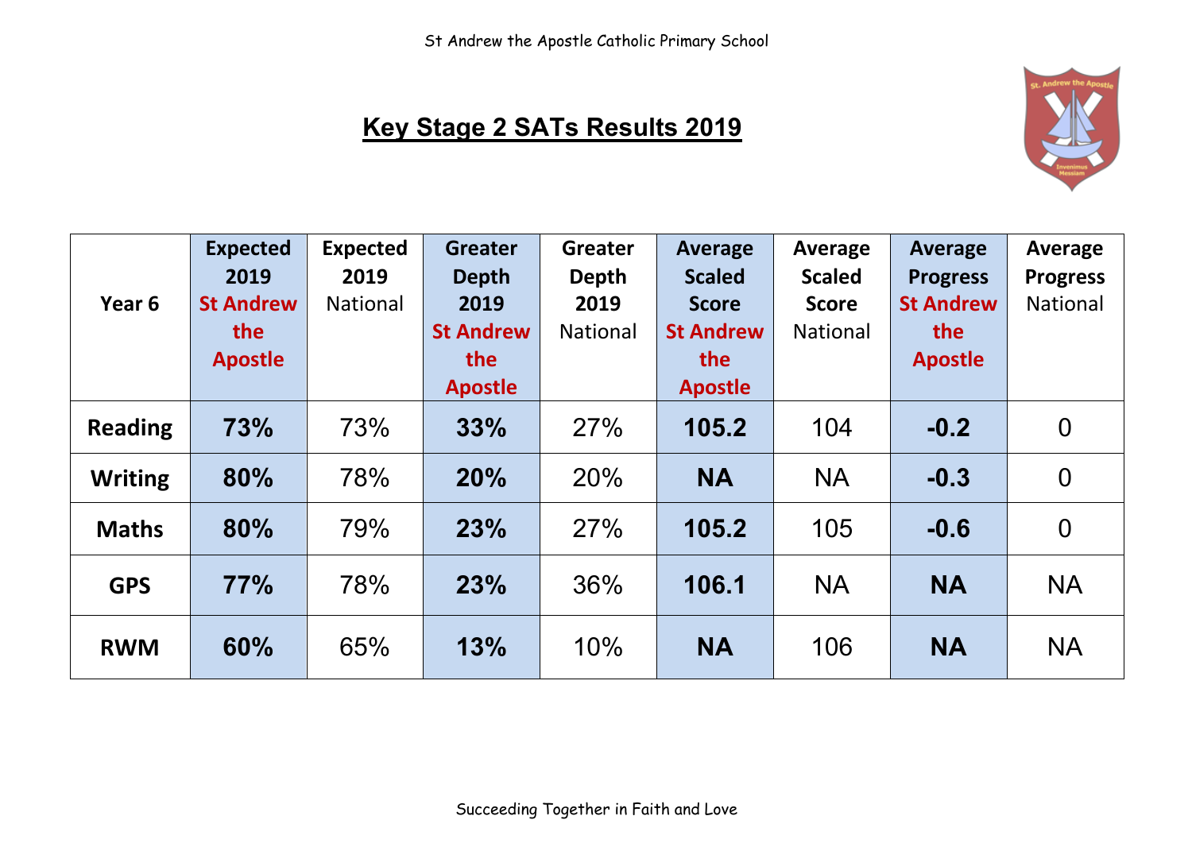# Key Stage 2 SATs Results 2019

| Year 6 | Expected 2019 St Andrew the Apostle | Expected 2019 National | Greater Depth 2019 St Andrew the Apostle | Greater Depth 2019 National | Average Scaled Score St Andrew the Apostle | Average Scaled Score National | Average Progress St Andrew the Apostle | Average Progress National |
|---|---|---|---|---|---|---|---|---|
| **Reading** | **73%** | 73% | **33%** | 27% | **105.2** | 104 | **-0.2** | 0 |
| **Writing** | **80%** | 78% | **20%** | 20% | **NA** | NA | **-0.3** | 0 |
| **Maths** | **80%** | 79% | **23%** | 27% | **105.2** | 105 | **-0.6** | 0 |
| **GPS** | **77%** | 78% | **23%** | 36% | **106.1** | NA | **NA** | NA |
| **RWM** | **60%** | 65% | **13%** | 10% | **NA** | 106 | **NA** | NA |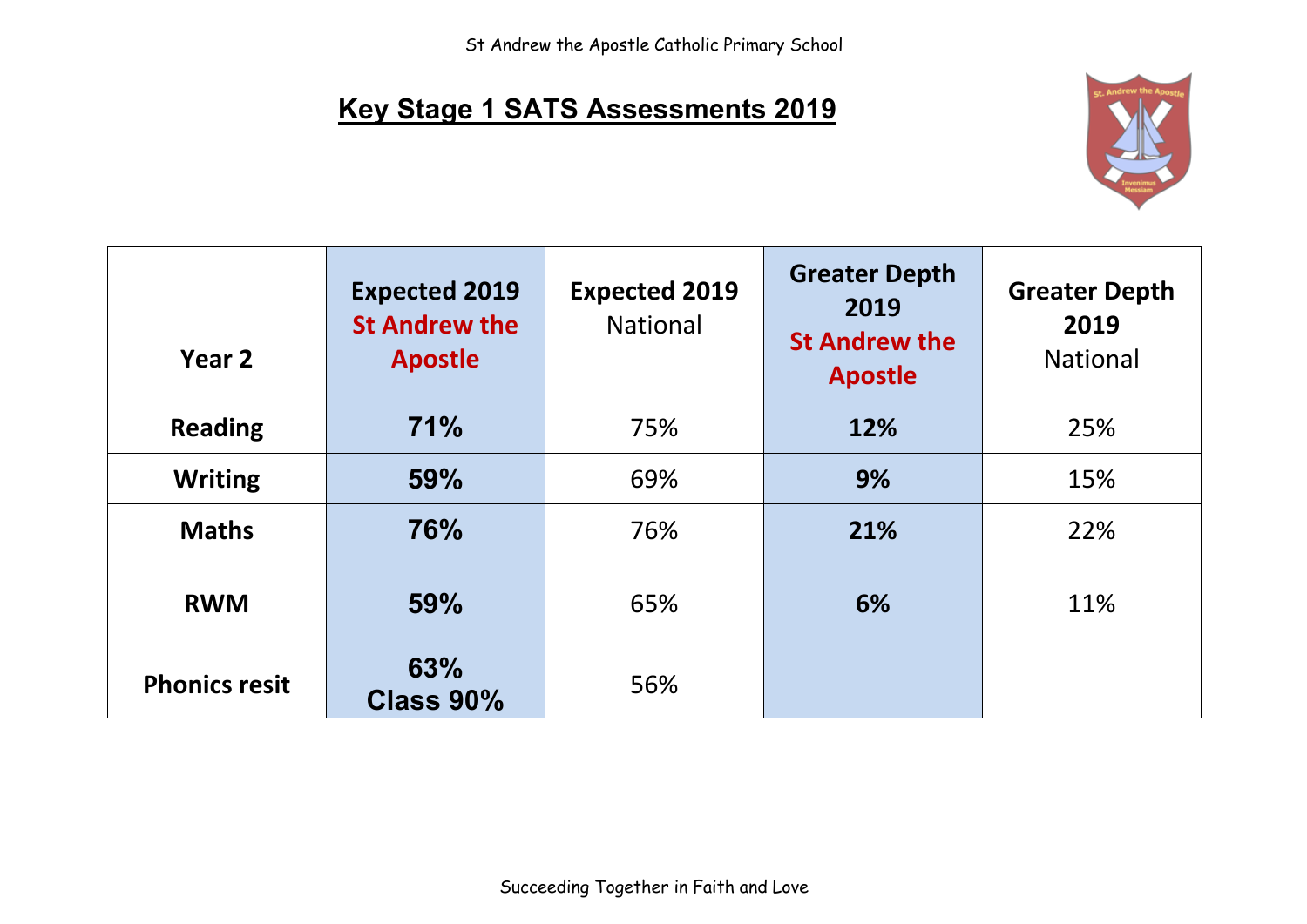# Key Stage 1 SATS Assessments 2019

| Year 2 | Expected 2019 St Andrew the Apostle | Expected 2019 National | Greater Depth 2019 St Andrew the Apostle | Greater Depth 2019 National |
|---|---|---|---|---|
| Reading | **71%** | 75% | **12%** | 25% |
| Writing | **59%** | 69% | **9%** | 15% |
| Maths | **76%** | 76% | **21%** | 22% |
| RWM | **59%** | 65% | **6%** | 11% |
| Phonics resit | **63%** **Class 90%** | 56% | | |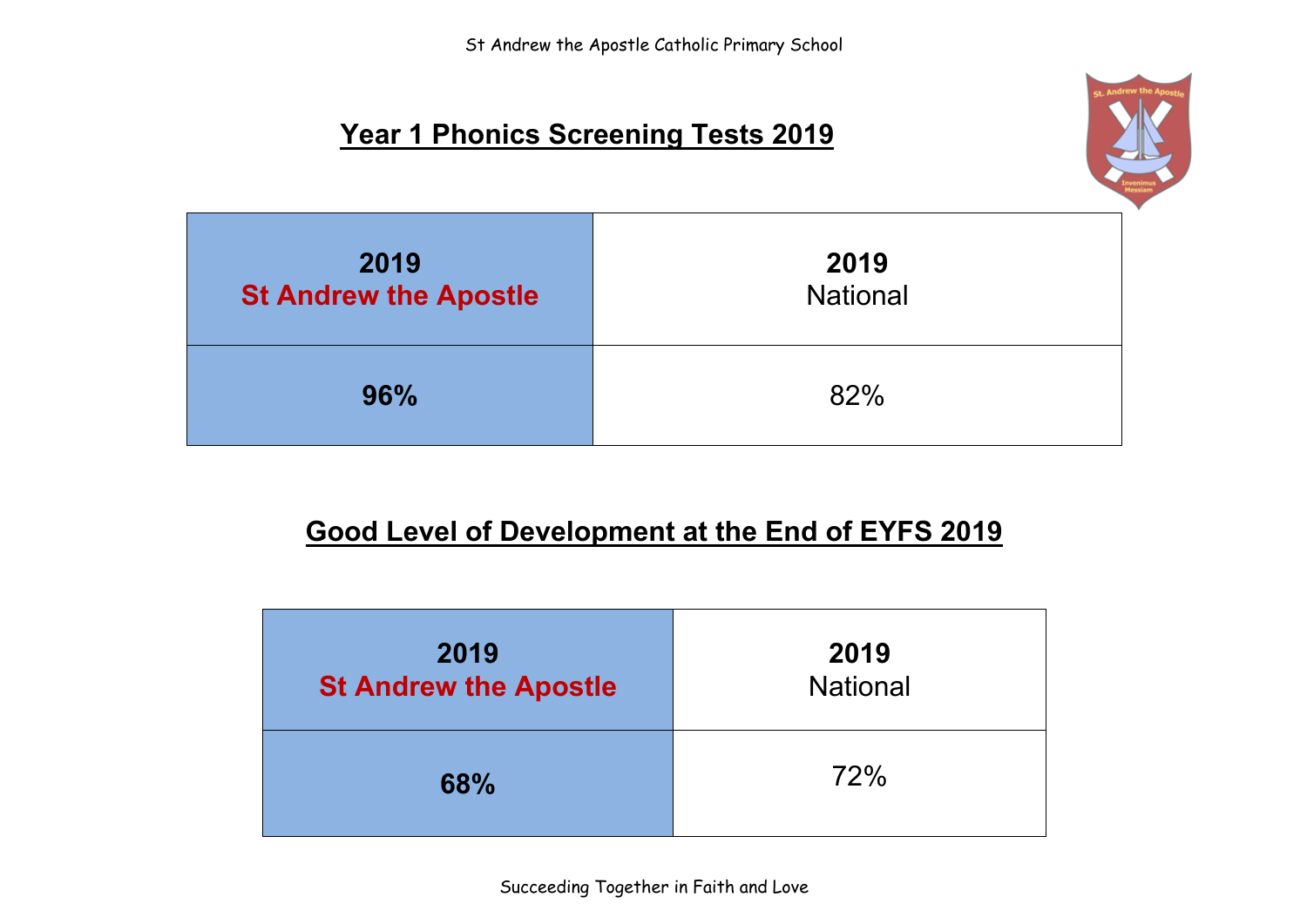## Year 1 Phonics Screening Tests 2019

| 2019 St Andrew the Apostle | 2019 National |
|---|---|
| **96%** | 82% |

## Good Level of Development at the End of EYFS 2019

| 2019 St Andrew the Apostle | 2019 National |
|---|---|
| **68%** | 72% |